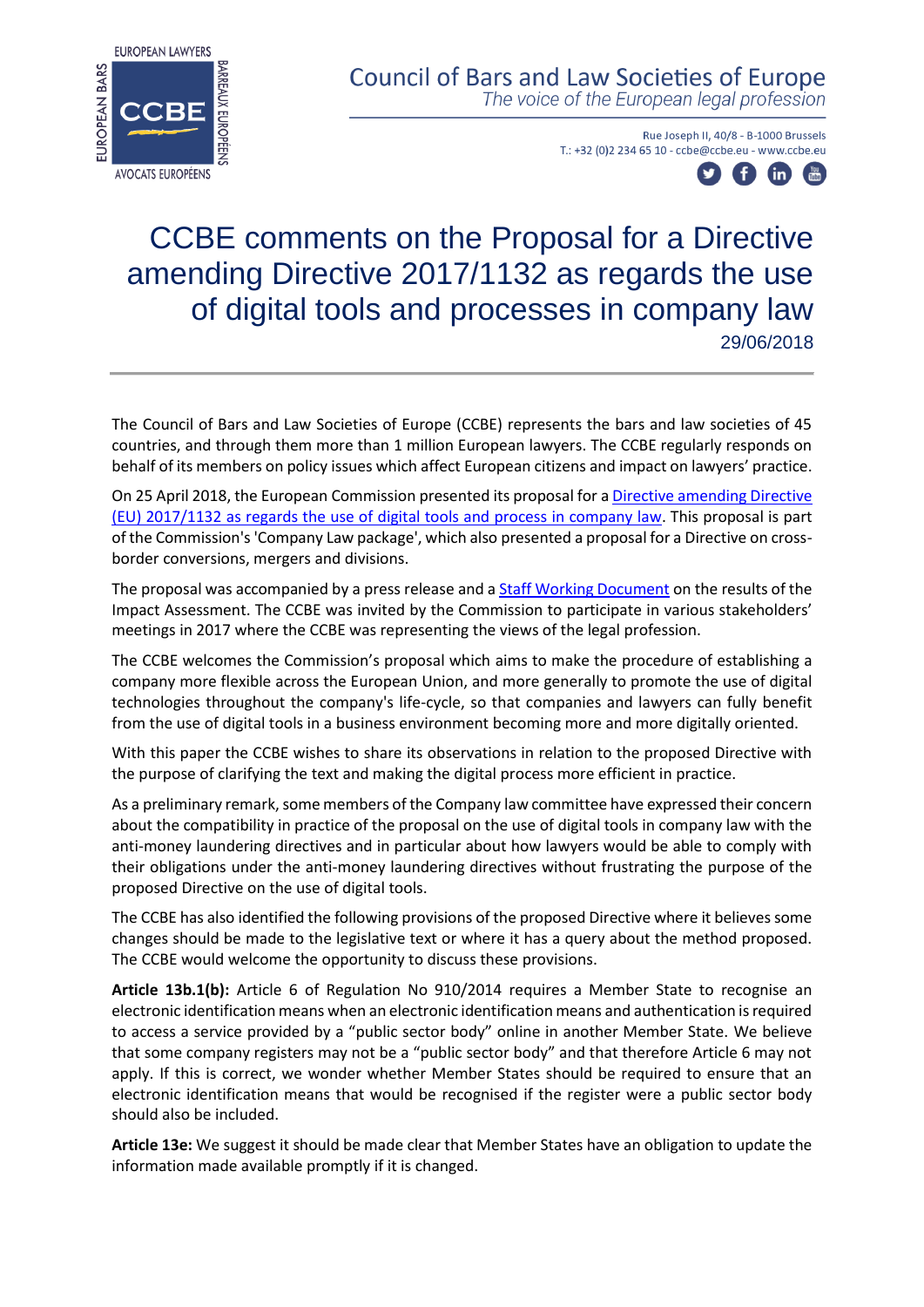Council of Bars and Law Societies of Europe
*The voice of the European legal profession*

Rue Joseph II, 40/8 - B-1000 Brussels
T.: +32 (0)2 234 65 10 - ccbe@ccbe.eu - www.ccbe.eu

# CCBE comments on the Proposal for a Directive amending Directive 2017/1132 as regards the use of digital tools and processes in company law

29/06/2018

The Council of Bars and Law Societies of Europe (CCBE) represents the bars and law societies of 45 countries, and through them more than 1 million European lawyers. The CCBE regularly responds on behalf of its members on policy issues which affect European citizens and impact on lawyers' practice.

On 25 April 2018, the European Commission presented its proposal for a [Directive amending Directive (EU) 2017/1132 as regards the use of digital tools and process in company law](). This proposal is part of the Commission's 'Company Law package', which also presented a proposal for a Directive on cross-border conversions, mergers and divisions.

The proposal was accompanied by a press release and a [Staff Working Document]() on the results of the Impact Assessment. The CCBE was invited by the Commission to participate in various stakeholders' meetings in 2017 where the CCBE was representing the views of the legal profession.

The CCBE welcomes the Commission's proposal which aims to make the procedure of establishing a company more flexible across the European Union, and more generally to promote the use of digital technologies throughout the company's life-cycle, so that companies and lawyers can fully benefit from the use of digital tools in a business environment becoming more and more digitally oriented.

With this paper the CCBE wishes to share its observations in relation to the proposed Directive with the purpose of clarifying the text and making the digital process more efficient in practice.

As a preliminary remark, some members of the Company law committee have expressed their concern about the compatibility in practice of the proposal on the use of digital tools in company law with the anti-money laundering directives and in particular about how lawyers would be able to comply with their obligations under the anti-money laundering directives without frustrating the purpose of the proposed Directive on the use of digital tools.

The CCBE has also identified the following provisions of the proposed Directive where it believes some changes should be made to the legislative text or where it has a query about the method proposed. The CCBE would welcome the opportunity to discuss these provisions.

**Article 13b.1(b):** Article 6 of Regulation No 910/2014 requires a Member State to recognise an electronic identification means when an electronic identification means and authentication is required to access a service provided by a "public sector body" online in another Member State. We believe that some company registers may not be a "public sector body" and that therefore Article 6 may not apply. If this is correct, we wonder whether Member States should be required to ensure that an electronic identification means that would be recognised if the register were a public sector body should also be included.

**Article 13e:** We suggest it should be made clear that Member States have an obligation to update the information made available promptly if it is changed.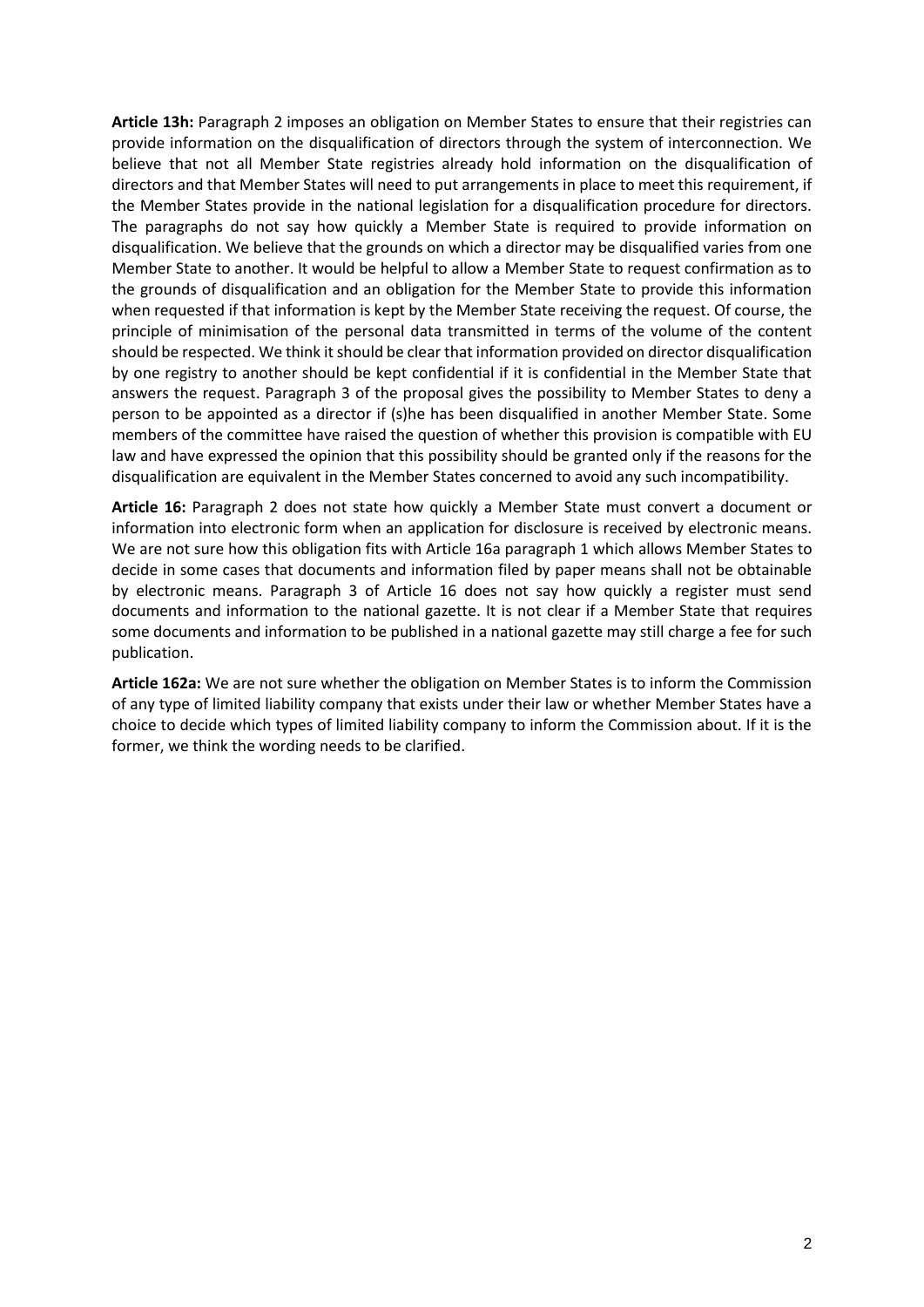**Article 13h:** Paragraph 2 imposes an obligation on Member States to ensure that their registries can provide information on the disqualification of directors through the system of interconnection. We believe that not all Member State registries already hold information on the disqualification of directors and that Member States will need to put arrangements in place to meet this requirement, if the Member States provide in the national legislation for a disqualification procedure for directors. The paragraphs do not say how quickly a Member State is required to provide information on disqualification. We believe that the grounds on which a director may be disqualified varies from one Member State to another. It would be helpful to allow a Member State to request confirmation as to the grounds of disqualification and an obligation for the Member State to provide this information when requested if that information is kept by the Member State receiving the request. Of course, the principle of minimisation of the personal data transmitted in terms of the volume of the content should be respected. We think it should be clear that information provided on director disqualification by one registry to another should be kept confidential if it is confidential in the Member State that answers the request. Paragraph 3 of the proposal gives the possibility to Member States to deny a person to be appointed as a director if (s)he has been disqualified in another Member State. Some members of the committee have raised the question of whether this provision is compatible with EU law and have expressed the opinion that this possibility should be granted only if the reasons for the disqualification are equivalent in the Member States concerned to avoid any such incompatibility.

**Article 16:** Paragraph 2 does not state how quickly a Member State must convert a document or information into electronic form when an application for disclosure is received by electronic means. We are not sure how this obligation fits with Article 16a paragraph 1 which allows Member States to decide in some cases that documents and information filed by paper means shall not be obtainable by electronic means. Paragraph 3 of Article 16 does not say how quickly a register must send documents and information to the national gazette. It is not clear if a Member State that requires some documents and information to be published in a national gazette may still charge a fee for such publication.

**Article 162a:** We are not sure whether the obligation on Member States is to inform the Commission of any type of limited liability company that exists under their law or whether Member States have a choice to decide which types of limited liability company to inform the Commission about. If it is the former, we think the wording needs to be clarified.